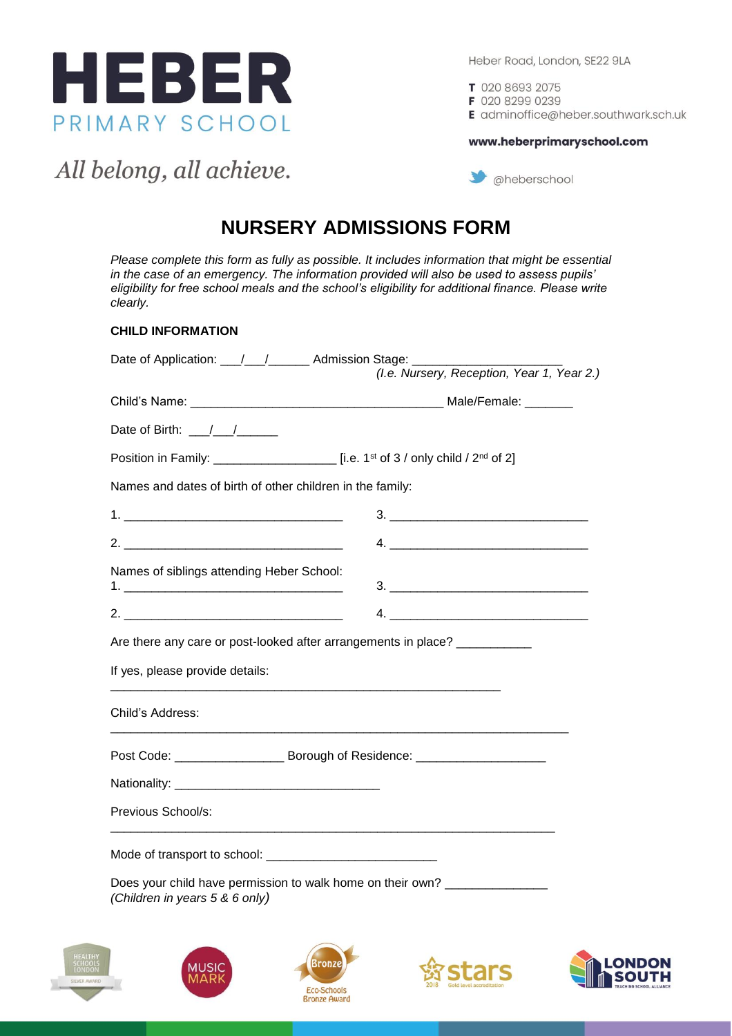# HEBER

PRIMARY SCHOOL

*All belong, all achieve.*

Heber Road, London, SE22 9LA

**T** 020 8693 2075
**F** 020 8299 0239
**E** adminoffice@heber.southwark.sch.uk

**www.heberprimaryschool.com**

@heberschool

## NURSERY ADMISSIONS FORM

*Please complete this form as fully as possible. It includes information that might be essential in the case of an emergency. The information provided will also be used to assess pupils' eligibility for free school meals and the school's eligibility for additional finance. Please write clearly.*

### CHILD INFORMATION

Date of Application: ___/___/______ Admission Stage: _____________________
*(I.e. Nursery, Reception, Year 1, Year 2.)*

Child's Name: ____________________________________ Male/Female: _______

Date of Birth: ___/___/______

Position in Family: _________________ [i.e. 1st of 3 / only child / 2nd of 2]

Names and dates of birth of other children in the family:

1. ______________________________ 3. ______________________________

2. ______________________________ 4. ______________________________

Names of siblings attending Heber School:

1. ______________________________ 3. ______________________________

2. ______________________________ 4. ______________________________

Are there any care or post-looked after arrangements in place? ___________

If yes, please provide details:

_______________________________________________________

Child's Address:

_______________________________________________________________

Post Code: _______________ Borough of Residence: __________________

Nationality: _____________________________

Previous School/s:

_______________________________________________________________

Mode of transport to school: ________________________

Does your child have permission to walk home on their own? ______________
*(Children in years 5 & 6 only)*

HEALTHY SCHOOLS LONDON SILVER AWARD | MUSIC MARK | Bronze Eco-Schools Bronze Award | stars 2018 Gold level accreditation | LONDON SOUTH TEACHING SCHOOL ALLIANCE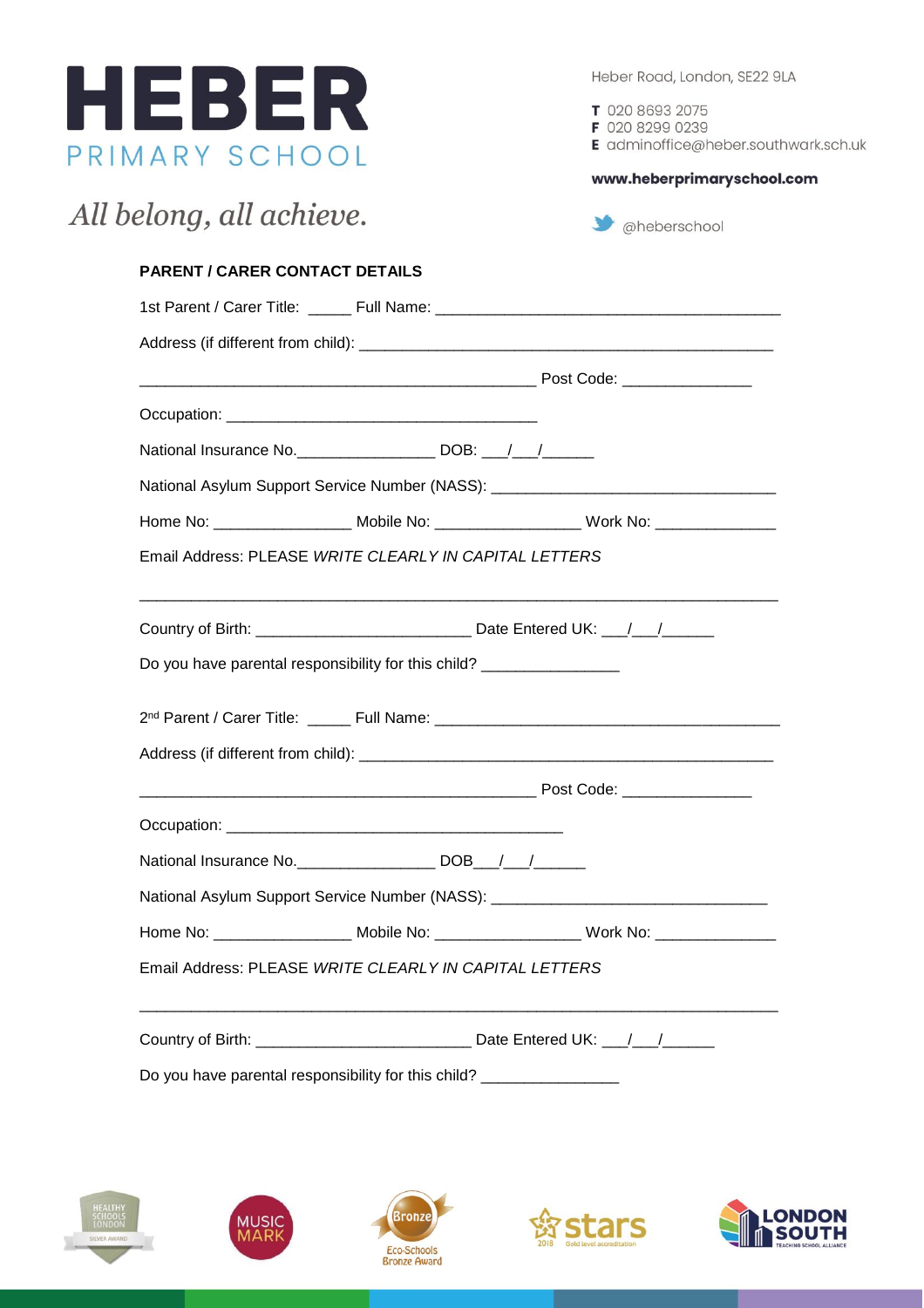# HEBER
PRIMARY SCHOOL

*All belong, all achieve.*

Heber Road, London, SE22 9LA

**T** 020 8693 2075
**F** 020 8299 0239
**E** adminoffice@heber.southwark.sch.uk

**www.heberprimaryschool.com**

@heberschool

**PARENT / CARER CONTACT DETAILS**

1st Parent / Carer Title: _____ Full Name: ________________________________________

Address (if different from child): _________________________________________________

______________________________________________ Post Code: _______________

Occupation: ____________________________________

National Insurance No.________________ DOB: ___/___/______

National Asylum Support Service Number (NASS): _________________________________

Home No: ________________ Mobile No: _________________ Work No: ______________

Email Address: PLEASE *WRITE CLEARLY IN CAPITAL LETTERS*

_____________________________________________________________________________

Country of Birth: _________________________ Date Entered UK: ___/___/______

Do you have parental responsibility for this child? ________________

2nd Parent / Carer Title: _____ Full Name: ________________________________________

Address (if different from child): _________________________________________________

______________________________________________ Post Code: _______________

Occupation: _______________________________________

National Insurance No.________________ DOB___/___/______

National Asylum Support Service Number (NASS): ________________________________

Home No: ________________ Mobile No: _________________ Work No: ______________

Email Address: PLEASE *WRITE CLEARLY IN CAPITAL LETTERS*

_____________________________________________________________________________

Country of Birth: _________________________ Date Entered UK: ___/___/______

Do you have parental responsibility for this child? ________________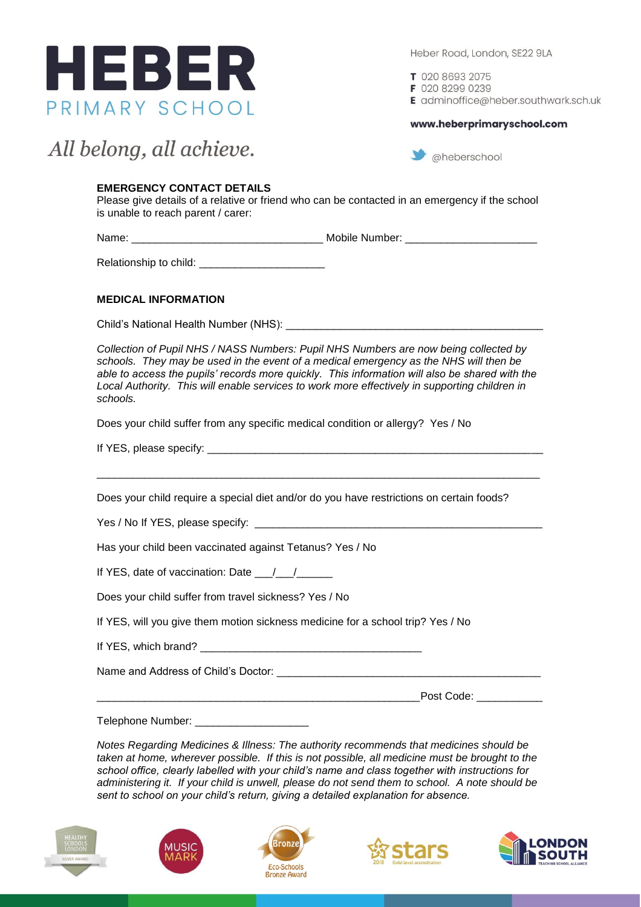# HEBER PRIMARY SCHOOL

*All belong, all achieve.*

Heber Road, London, SE22 9LA

**T** 020 8693 2075
**F** 020 8299 0239
**E** adminoffice@heber.southwark.sch.uk

**www.heberprimaryschool.com**

@heberschool

**EMERGENCY CONTACT DETAILS**

Please give details of a relative or friend who can be contacted in an emergency if the school is unable to reach parent / carer:

Name: ________________________________ Mobile Number: ______________________

Relationship to child: _____________________

**MEDICAL INFORMATION**

Child's National Health Number (NHS): ___________________________________________

*Collection of Pupil NHS / NASS Numbers: Pupil NHS Numbers are now being collected by schools. They may be used in the event of a medical emergency as the NHS will then be able to access the pupils' records more quickly. This information will also be shared with the Local Authority. This will enable services to work more effectively in supporting children in schools.*

Does your child suffer from any specific medical condition or allergy? Yes / No

If YES, please specify: _________________________________________________________

___________________________________________________________________________

Does your child require a special diet and/or do you have restrictions on certain foods?

Yes / No If YES, please specify: ________________________________________________

Has your child been vaccinated against Tetanus? Yes / No

If YES, date of vaccination: Date ___/___/______

Does your child suffer from travel sickness? Yes / No

If YES, will you give them motion sickness medicine for a school trip? Yes / No

If YES, which brand? _____________________________________

Name and Address of Child's Doctor: ____________________________________________

_______________________________________________________Post Code: ___________

Telephone Number: ___________________

*Notes Regarding Medicines & Illness: The authority recommends that medicines should be taken at home, wherever possible. If this is not possible, all medicine must be brought to the school office, clearly labelled with your child's name and class together with instructions for administering it. If your child is unwell, please do not send them to school. A note should be sent to school on your child's return, giving a detailed explanation for absence.*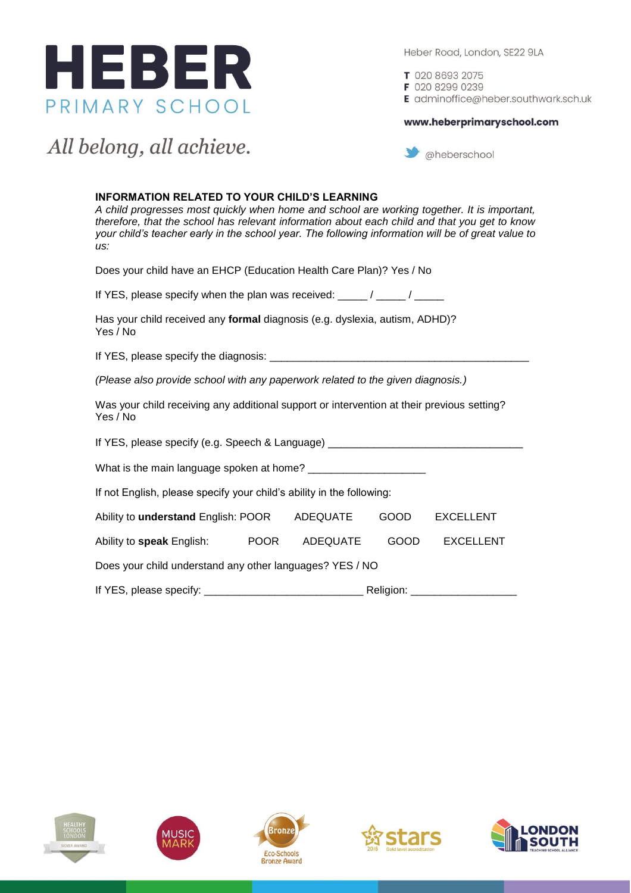# HEBER
PRIMARY SCHOOL

*All belong, all achieve.*

Heber Road, London, SE22 9LA

**T** 020 8693 2075
**F** 020 8299 0239
**E** adminoffice@heber.southwark.sch.uk

**www.heberprimaryschool.com**

@heberschool

**INFORMATION RELATED TO YOUR CHILD'S LEARNING**

*A child progresses most quickly when home and school are working together. It is important, therefore, that the school has relevant information about each child and that you get to know your child's teacher early in the school year. The following information will be of great value to us:*

Does your child have an EHCP (Education Health Care Plan)? Yes / No

If YES, please specify when the plan was received: _____ / _____ / _____

Has your child received any **formal** diagnosis (e.g. dyslexia, autism, ADHD)?
Yes / No

If YES, please specify the diagnosis: _____________________________________________

*(Please also provide school with any paperwork related to the given diagnosis.)*

Was your child receiving any additional support or intervention at their previous setting?
Yes / No

If YES, please specify (e.g. Speech & Language) _________________________________

What is the main language spoken at home? ____________________

If not English, please specify your child's ability in the following:

Ability to **understand** English: POOR ADEQUATE GOOD EXCELLENT

Ability to **speak** English: POOR ADEQUATE GOOD EXCELLENT

Does your child understand any other languages? YES / NO

If YES, please specify: ___________________________ Religion: __________________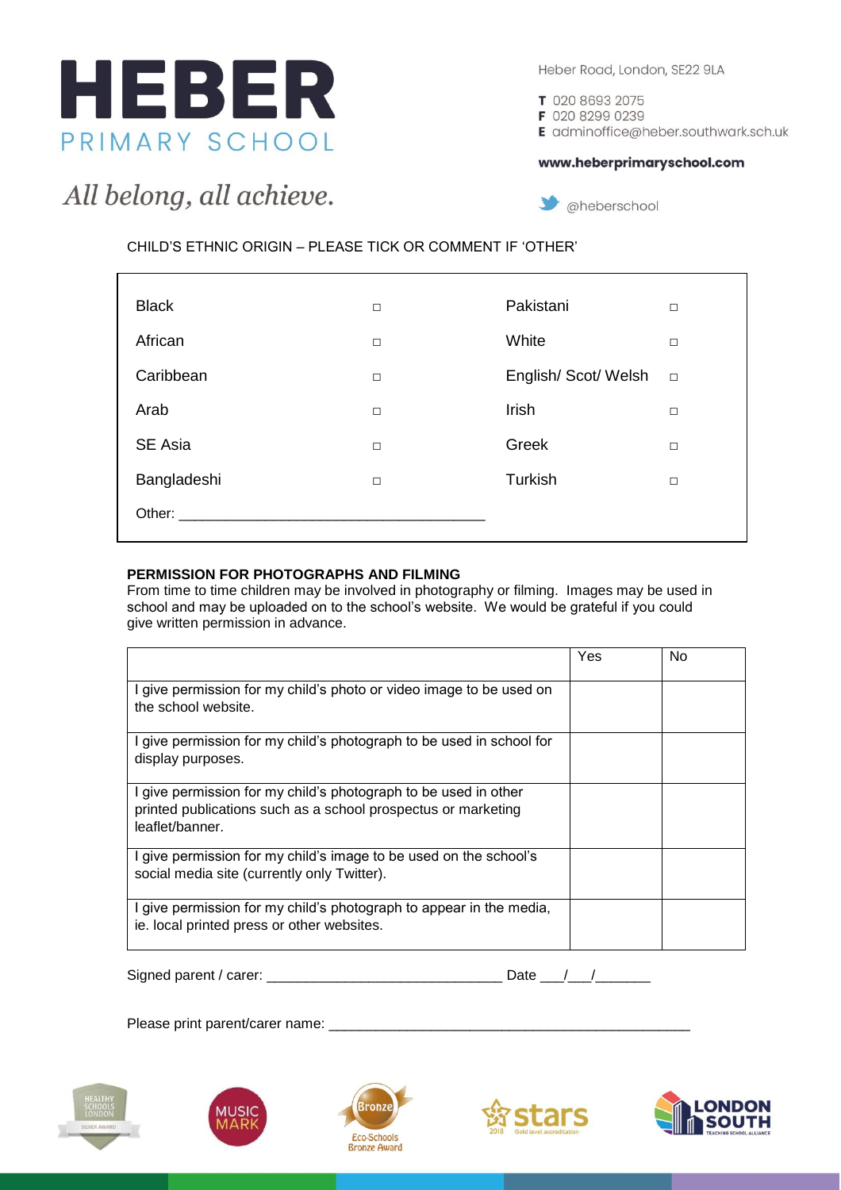# HEBER
PRIMARY SCHOOL

*All belong, all achieve.*

Heber Road, London, SE22 9LA

**T** 020 8693 2075
**F** 020 8299 0239
**E** adminoffice@heber.southwark.sch.uk

**www.heberprimaryschool.com**

@heberschool

CHILD'S ETHNIC ORIGIN – PLEASE TICK OR COMMENT IF 'OTHER'

| | | | |
|---|---|---|---|
| Black | □ | Pakistani | □ |
| African | □ | White | □ |
| Caribbean | □ | English/ Scot/ Welsh | □ |
| Arab | □ | Irish | □ |
| SE Asia | □ | Greek | □ |
| Bangladeshi | □ | Turkish | □ |
| Other: ________________________________________ | | | |

**PERMISSION FOR PHOTOGRAPHS AND FILMING**

From time to time children may be involved in photography or filming. Images may be used in school and may be uploaded on to the school's website. We would be grateful if you could give written permission in advance.

| | Yes | No |
|---|---|---|
| I give permission for my child's photo or video image to be used on the school website. | | |
| I give permission for my child's photograph to be used in school for display purposes. | | |
| I give permission for my child's photograph to be used in other printed publications such as a school prospectus or marketing leaflet/banner. | | |
| I give permission for my child's image to be used on the school's social media site (currently only Twitter). | | |
| I give permission for my child's photograph to appear in the media, ie. local printed press or other websites. | | |

Signed parent / carer: _______________________________ Date ___/___/_______

Please print parent/carer name: ________________________________________________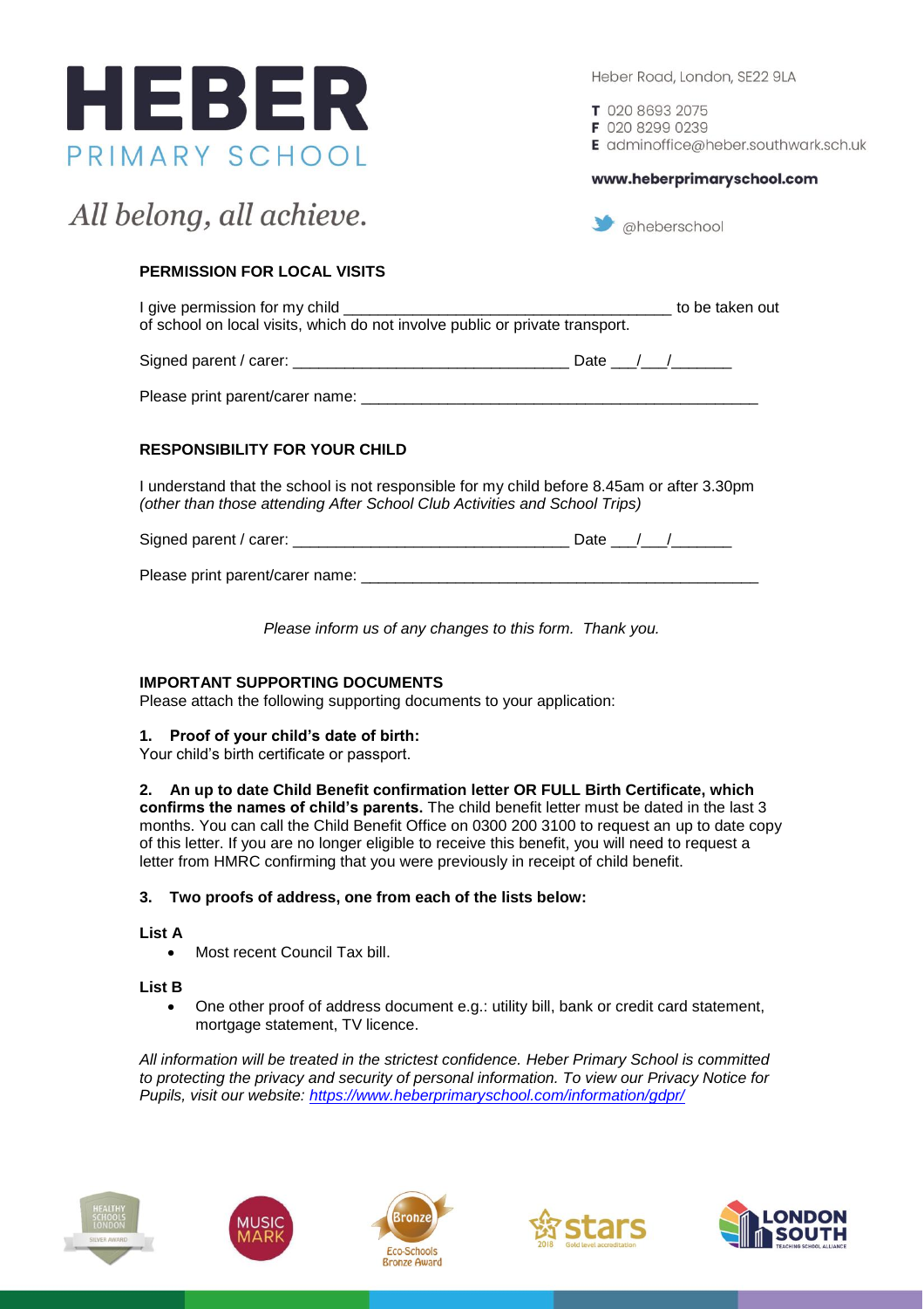# HEBER
PRIMARY SCHOOL

*All belong, all achieve.*

Heber Road, London, SE22 9LA

**T** 020 8693 2075
**F** 020 8299 0239
**E** adminoffice@heber.southwark.sch.uk

**www.heberprimaryschool.com**

@heberschool

**PERMISSION FOR LOCAL VISITS**

I give permission for my child ______________________________________ to be taken out of school on local visits, which do not involve public or private transport.

Signed parent / carer: ________________________________ Date ___/___/_______

Please print parent/carer name: ________________________________________________

**RESPONSIBILITY FOR YOUR CHILD**

I understand that the school is not responsible for my child before 8.45am or after 3.30pm *(other than those attending After School Club Activities and School Trips)*

Signed parent / carer: ________________________________ Date ___/___/_______

Please print parent/carer name: ________________________________________________

*Please inform us of any changes to this form. Thank you.*

**IMPORTANT SUPPORTING DOCUMENTS**
Please attach the following supporting documents to your application:

**1. Proof of your child's date of birth:**
Your child's birth certificate or passport.

**2. An up to date Child Benefit confirmation letter OR FULL Birth Certificate, which confirms the names of child's parents.** The child benefit letter must be dated in the last 3 months. You can call the Child Benefit Office on 0300 200 3100 to request an up to date copy of this letter. If you are no longer eligible to receive this benefit, you will need to request a letter from HMRC confirming that you were previously in receipt of child benefit.

**3. Two proofs of address, one from each of the lists below:**

**List A**
- Most recent Council Tax bill.

**List B**
- One other proof of address document e.g.: utility bill, bank or credit card statement, mortgage statement, TV licence.

*All information will be treated in the strictest confidence. Heber Primary School is committed to protecting the privacy and security of personal information. To view our Privacy Notice for Pupils, visit our website: [https://www.heberprimaryschool.com/information/gdpr/](https://www.heberprimaryschool.com/information/gdpr/)*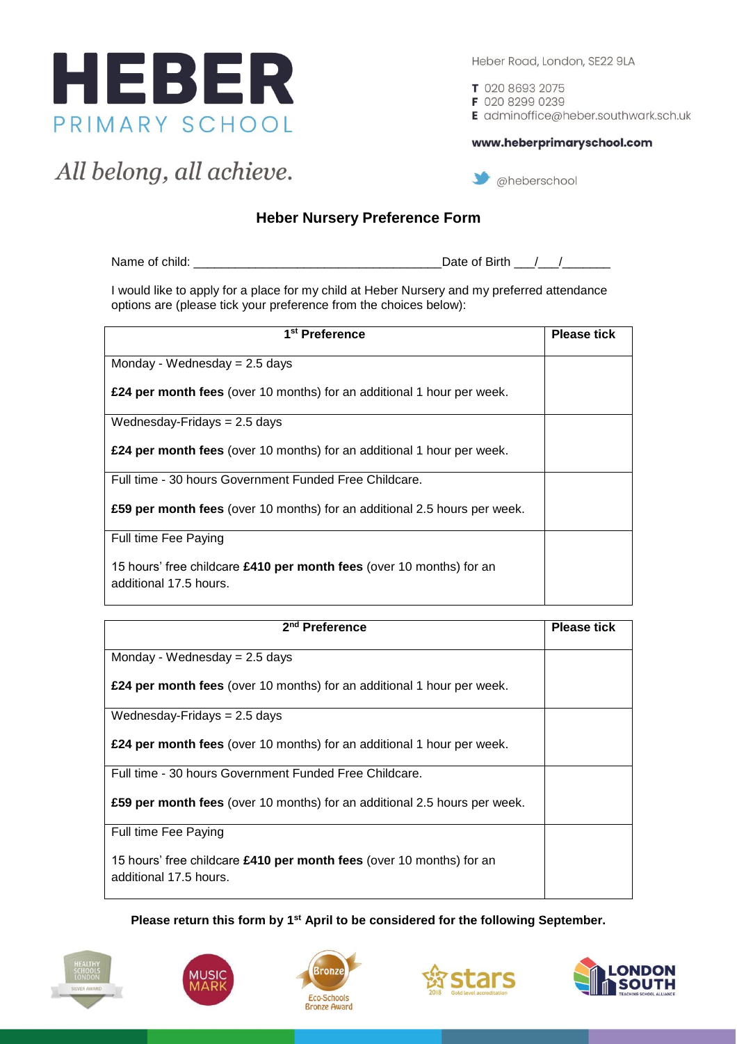# HEBER PRIMARY SCHOOL

*All belong, all achieve.*

Heber Road, London, SE22 9LA

**T** 020 8693 2075
**F** 020 8299 0239
**E** adminoffice@heber.southwark.sch.uk

**www.heberprimaryschool.com**

@heberschool

## Heber Nursery Preference Form

Name of child: ____________________________________ Date of Birth ___/___/_______

I would like to apply for a place for my child at Heber Nursery and my preferred attendance options are (please tick your preference from the choices below):

| 1st Preference | Please tick |
|---|---|
| Monday - Wednesday = 2.5 days<br><br>**£24 per month fees** (over 10 months) for an additional 1 hour per week. | |
| Wednesday-Fridays = 2.5 days<br><br>**£24 per month fees** (over 10 months) for an additional 1 hour per week. | |
| Full time - 30 hours Government Funded Free Childcare.<br><br>**£59 per month fees** (over 10 months) for an additional 2.5 hours per week. | |
| Full time Fee Paying<br><br>15 hours' free childcare **£410 per month fees** (over 10 months) for an additional 17.5 hours. | |

| 2nd Preference | Please tick |
|---|---|
| Monday - Wednesday = 2.5 days<br><br>**£24 per month fees** (over 10 months) for an additional 1 hour per week. | |
| Wednesday-Fridays = 2.5 days<br><br>**£24 per month fees** (over 10 months) for an additional 1 hour per week. | |
| Full time - 30 hours Government Funded Free Childcare.<br><br>**£59 per month fees** (over 10 months) for an additional 2.5 hours per week. | |
| Full time Fee Paying<br><br>15 hours' free childcare **£410 per month fees** (over 10 months) for an additional 17.5 hours. | |

**Please return this form by 1st April to be considered for the following September.**